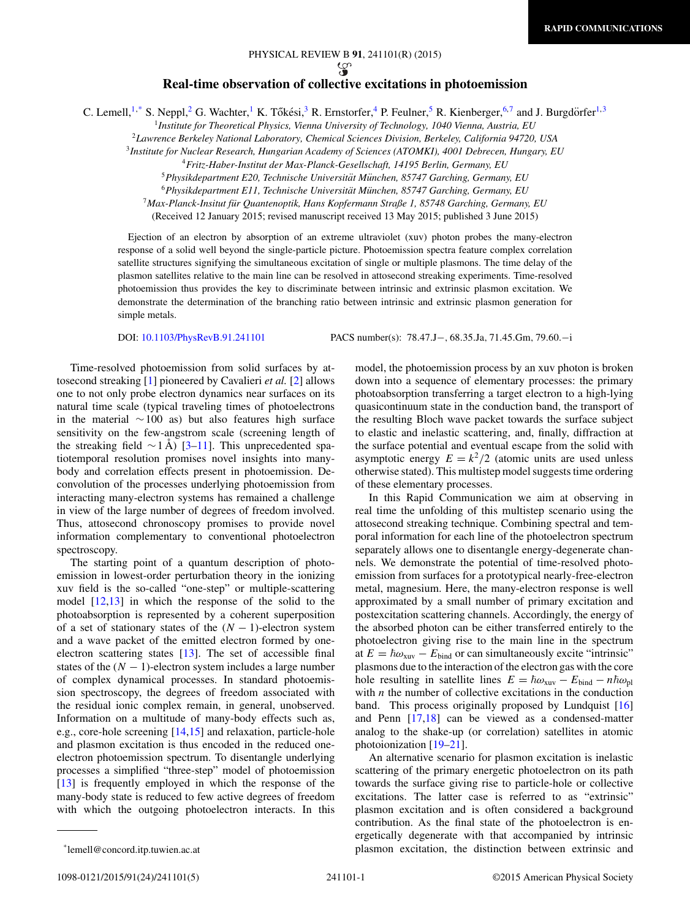# Real-time observation of collective excitations in photoemission

C. Lemell,[1,*] S. Neppl,[2] G. Wachter,[1] K. Tőkési,[3] R. Ernstorfer,[4] P. Feulner,[5] R. Kienberger,[6,7] and J. Burgdörfer[1,3]

[1]*Institute for Theoretical Physics, Vienna University of Technology, 1040 Vienna, Austria, EU*
[2]*Lawrence Berkeley National Laboratory, Chemical Sciences Division, Berkeley, California 94720, USA*
[3]*Institute for Nuclear Research, Hungarian Academy of Sciences (ATOMKI), 4001 Debrecen, Hungary, EU*
[4]*Fritz-Haber-Institut der Max-Planck-Gesellschaft, 14195 Berlin, Germany, EU*
[5]*Physikdepartment E20, Technische Universität München, 85747 Garching, Germany, EU*
[6]*Physikdepartment E11, Technische Universität München, 85747 Garching, Germany, EU*
[7]*Max-Planck-Insitut für Quantenoptik, Hans Kopfermann Straße 1, 85748 Garching, Germany, EU*

(Received 12 January 2015; revised manuscript received 13 May 2015; published 3 June 2015)

Ejection of an electron by absorption of an extreme ultraviolet (xuv) photon probes the many-electron response of a solid well beyond the single-particle picture. Photoemission spectra feature complex correlation satellite structures signifying the simultaneous excitation of single or multiple plasmons. The time delay of the plasmon satellites relative to the main line can be resolved in attosecond streaking experiments. Time-resolved photoemission thus provides the key to discriminate between intrinsic and extrinsic plasmon excitation. We demonstrate the determination of the branching ratio between intrinsic and extrinsic plasmon generation for simple metals.

DOI: 10.1103/PhysRevB.91.241101 PACS number(s): 78.47.J−, 68.35.Ja, 71.45.Gm, 79.60.−i

Time-resolved photoemission from solid surfaces by attosecond streaking [1] pioneered by Cavalieri *et al.* [2] allows one to not only probe electron dynamics near surfaces on its natural time scale (typical traveling times of photoelectrons in the material ∼100 as) but also features high surface sensitivity on the few-angstrom scale (screening length of the streaking field ∼1 Å) [3–11]. This unprecedented spatiotemporal resolution promises novel insights into many-body and correlation effects present in photoemission. Deconvolution of the processes underlying photoemission from interacting many-electron systems has remained a challenge in view of the large number of degrees of freedom involved. Thus, attosecond chronoscopy promises to provide novel information complementary to conventional photoelectron spectroscopy.

The starting point of a quantum description of photoemission in lowest-order perturbation theory in the ionizing xuv field is the so-called "one-step" or multiple-scattering model [12,13] in which the response of the solid to the photoabsorption is represented by a coherent superposition of a set of stationary states of the $(N-1)$-electron system and a wave packet of the emitted electron formed by one-electron scattering states [13]. The set of accessible final states of the $(N-1)$-electron system includes a large number of complex dynamical processes. In standard photoemission spectroscopy, the degrees of freedom associated with the residual ionic complex remain, in general, unobserved. Information on a multitude of many-body effects such as, e.g., core-hole screening [14,15] and relaxation, particle-hole and plasmon excitation is thus encoded in the reduced one-electron photoemission spectrum. To disentangle underlying processes a simplified "three-step" model of photoemission [13] is frequently employed in which the response of the many-body state is reduced to few active degrees of freedom with which the outgoing photoelectron interacts. In this model, the photoemission process by an xuv photon is broken down into a sequence of elementary processes: the primary photoabsorption transferring a target electron to a high-lying quasicontinuum state in the conduction band, the transport of the resulting Bloch wave packet towards the surface subject to elastic and inelastic scattering, and, finally, diffraction at the surface potential and eventual escape from the solid with asymptotic energy $E = k^2/2$ (atomic units are used unless otherwise stated). This multistep model suggests time ordering of these elementary processes.

In this Rapid Communication we aim at observing in real time the unfolding of this multistep scenario using the attosecond streaking technique. Combining spectral and temporal information for each line of the photoelectron spectrum separately allows one to disentangle energy-degenerate channels. We demonstrate the potential of time-resolved photoemission from surfaces for a prototypical nearly-free-electron metal, magnesium. Here, the many-electron response is well approximated by a small number of primary excitation and postexcitation scattering channels. Accordingly, the energy of the absorbed photon can be either transferred entirely to the photoelectron giving rise to the main line in the spectrum at $E = \hbar\omega_{\text{xuv}} - E_{\text{bind}}$ or can simultaneously excite "intrinsic" plasmons due to the interaction of the electron gas with the core hole resulting in satellite lines $E = \hbar\omega_{\text{xuv}} - E_{\text{bind}} - n\hbar\omega_{\text{pl}}$ with $n$ the number of collective excitations in the conduction band. This process originally proposed by Lundquist [16] and Penn [17,18] can be viewed as a condensed-matter analog to the shake-up (or correlation) satellites in atomic photoionization [19–21].

An alternative scenario for plasmon excitation is inelastic scattering of the primary energetic photoelectron on its path towards the surface giving rise to particle-hole or collective excitations. The latter case is referred to as "extrinsic" plasmon excitation and is often considered a background contribution. As the final state of the photoelectron is energetically degenerate with that accompanied by intrinsic plasmon excitation, the distinction between extrinsic and

*lemell@concord.itp.tuwien.ac.at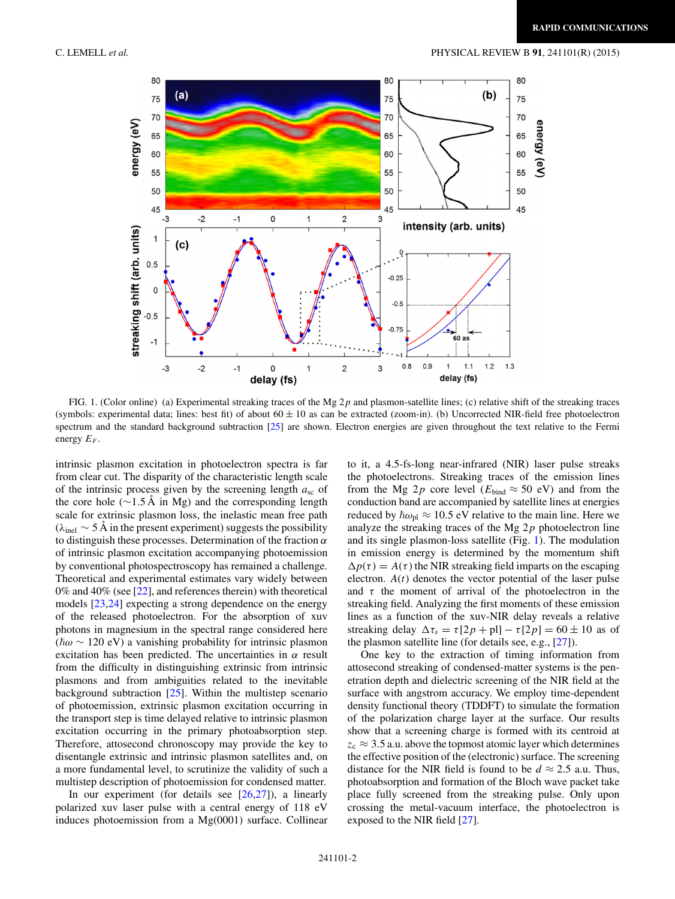FIG. 1. (Color online) (a) Experimental streaking traces of the Mg $2p$ and plasmon-satellite lines; (c) relative shift of the streaking traces (symbols: experimental data; lines: best fit) of about $60 \pm 10$ as can be extracted (zoom-in). (b) Uncorrected NIR-field free photoelectron spectrum and the standard background subtraction [25] are shown. Electron energies are given throughout the text relative to the Fermi energy $E_F$.

intrinsic plasmon excitation in photoelectron spectra is far from clear cut. The disparity of the characteristic length scale of the intrinsic process given by the screening length $a_{\rm sc}$ of the core hole ($\sim$1.5 Å in Mg) and the corresponding length scale for extrinsic plasmon loss, the inelastic mean free path ($\lambda_{\rm inel} \sim 5$ Å in the present experiment) suggests the possibility to distinguish these processes. Determination of the fraction $\alpha$ of intrinsic plasmon excitation accompanying photoemission by conventional photospectroscopy has remained a challenge. Theoretical and experimental estimates vary widely between 0% and 40% (see [22], and references therein) with theoretical models [23,24] expecting a strong dependence on the energy of the released photoelectron. For the absorption of xuv photons in magnesium in the spectral range considered here ($\hbar\omega \sim 120$ eV) a vanishing probability for intrinsic plasmon excitation has been predicted. The uncertainties in $\alpha$ result from the difficulty in distinguishing extrinsic from intrinsic plasmons and from ambiguities related to the inevitable background subtraction [25]. Within the multistep scenario of photoemission, extrinsic plasmon excitation occurring in the transport step is time delayed relative to intrinsic plasmon excitation occurring in the primary photoabsorption step. Therefore, attosecond chronoscopy may provide the key to disentangle extrinsic and intrinsic plasmon satellites and, on a more fundamental level, to scrutinize the validity of such a multistep description of photoemission for condensed matter.

In our experiment (for details see [26,27]), a linearly polarized xuv laser pulse with a central energy of 118 eV induces photoemission from a Mg(0001) surface. Collinear to it, a 4.5-fs-long near-infrared (NIR) laser pulse streaks the photoelectrons. Streaking traces of the emission lines from the Mg $2p$ core level ($E_{\rm bind} \approx 50$ eV) and from the conduction band are accompanied by satellite lines at energies reduced by $\hbar\omega_{\rm pl} \approx 10.5$ eV relative to the main line. Here we analyze the streaking traces of the Mg $2p$ photoelectron line and its single plasmon-loss satellite (Fig. 1). The modulation in emission energy is determined by the momentum shift $\Delta p(\tau) = A(\tau)$ the NIR streaking field imparts on the escaping electron. $A(t)$ denotes the vector potential of the laser pulse and $\tau$ the moment of arrival of the photoelectron in the streaking field. Analyzing the first moments of these emission lines as a function of the xuv-NIR delay reveals a relative streaking delay $\Delta\tau_s = \tau[2p + \text{pl}] - \tau[2p] = 60 \pm 10$ as of the plasmon satellite line (for details see, e.g., [27]).

One key to the extraction of timing information from attosecond streaking of condensed-matter systems is the penetration depth and dielectric screening of the NIR field at the surface with angstrom accuracy. We employ time-dependent density functional theory (TDDFT) to simulate the formation of the polarization charge layer at the surface. Our results show that a screening charge is formed with its centroid at $z_c \approx 3.5$ a.u. above the topmost atomic layer which determines the effective position of the (electronic) surface. The screening distance for the NIR field is found to be $d \approx 2.5$ a.u. Thus, photoabsorption and formation of the Bloch wave packet take place fully screened from the streaking pulse. Only upon crossing the metal-vacuum interface, the photoelectron is exposed to the NIR field [27].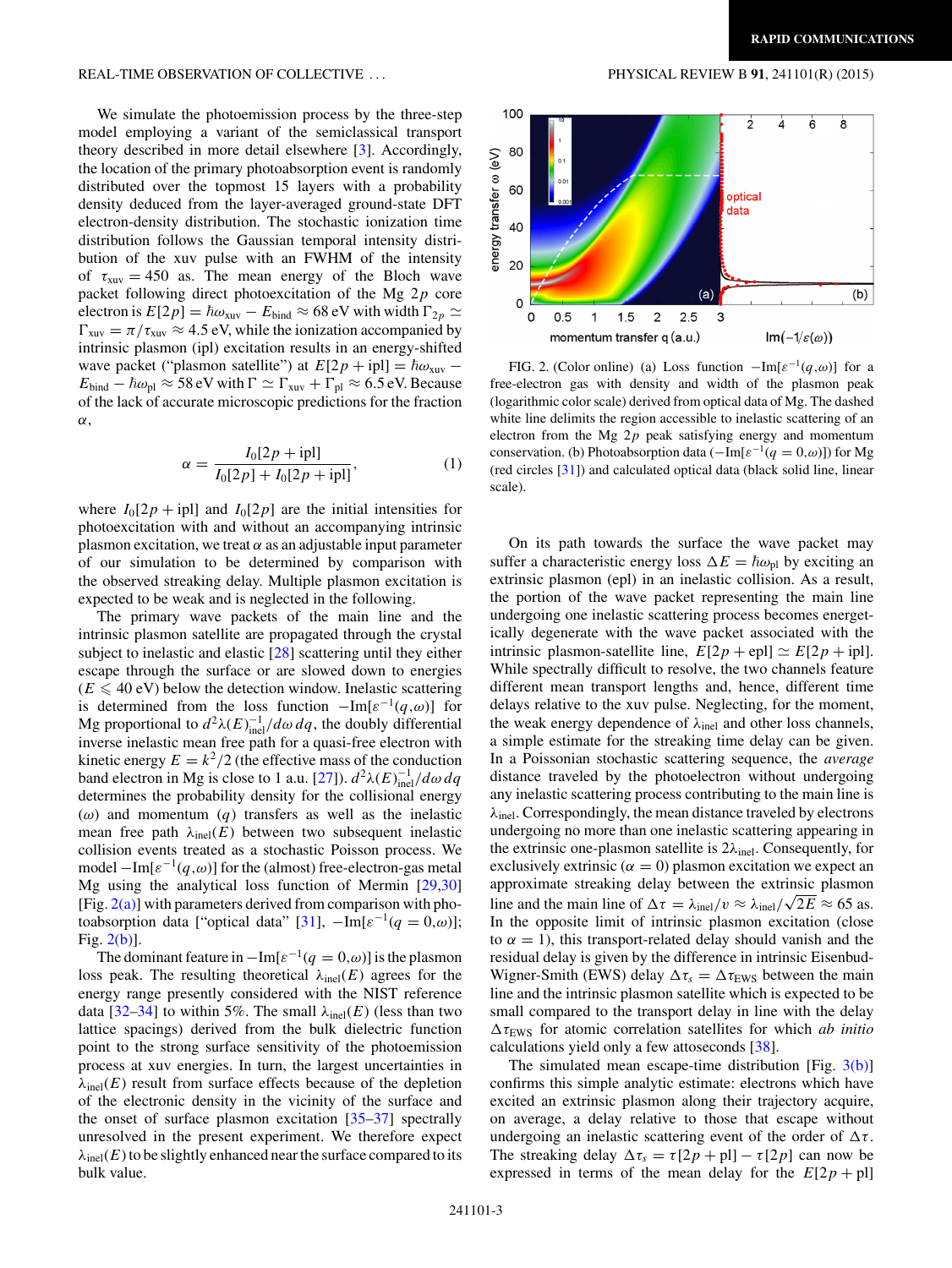We simulate the photoemission process by the three-step model employing a variant of the semiclassical transport theory described in more detail elsewhere [3]. Accordingly, the location of the primary photoabsorption event is randomly distributed over the topmost 15 layers with a probability density deduced from the layer-averaged ground-state DFT electron-density distribution. The stochastic ionization time distribution follows the Gaussian temporal intensity distribution of the xuv pulse with an FWHM of the intensity of $\tau_{xuv} = 450$ as. The mean energy of the Bloch wave packet following direct photoexcitation of the Mg $2p$ core electron is $E[2p] = \hbar\omega_{xuv} - E_{bind} \approx 68$ eV with $\Gamma_{2p} \simeq \Gamma_{xuv} = \pi/\tau_{xuv} \approx 4.5$ eV, while the ionization accompanied by intrinsic plasmon (ipl) excitation results in an energy-shifted wave packet ("plasmon satellite") at $E[2p + \text{ipl}] = \hbar\omega_{xuv} - E_{bind} - \hbar\omega_{pl} \approx 58$ eV with $\Gamma \simeq \Gamma_{xuv} + \Gamma_{pl} \approx 6.5$ eV. Because of the lack of accurate microscopic predictions for the fraction $\alpha$,

$$\alpha = \frac{I_0[2p + \text{ipl}]}{I_0[2p] + I_0[2p + \text{ipl}]}, \qquad (1)$$

where $I_0[2p + \text{ipl}]$ and $I_0[2p]$ are the initial intensities for photoexcitation with and without an accompanying intrinsic plasmon excitation, we treat $\alpha$ as an adjustable input parameter of our simulation to be determined by comparison with the observed streaking delay. Multiple plasmon excitation is expected to be weak and is neglected in the following.

The primary wave packets of the main line and the intrinsic plasmon satellite are propagated through the crystal subject to inelastic and elastic [28] scattering until they either escape through the surface or are slowed down to energies ($E \leqslant 40$ eV) below the detection window. Inelastic scattering is determined from the loss function $-\text{Im}[\varepsilon^{-1}(q,\omega)]$ for Mg proportional to $d^2\lambda(E)^{-1}_{\text{inel}}/d\omega\, dq$, the doubly differential inverse inelastic mean free path for a quasi-free electron with kinetic energy $E = k^2/2$ (the effective mass of the conduction band electron in Mg is close to 1 a.u. [27]). $d^2\lambda(E)^{-1}_{\text{inel}}/d\omega\, dq$ determines the probability density for the collisional energy ($\omega$) and momentum ($q$) transfers as well as the inelastic mean free path $\lambda_{\text{inel}}(E)$ between two subsequent inelastic collision events treated as a stochastic Poisson process. We model $-\text{Im}[\varepsilon^{-1}(q,\omega)]$ for the (almost) free-electron-gas metal Mg using the analytical loss function of Mermin [29,30] [Fig. 2(a)] with parameters derived from comparison with photoabsorption data ["optical data" [31], $-\text{Im}[\varepsilon^{-1}(q = 0,\omega)]$; Fig. 2(b)].

The dominant feature in $-\text{Im}[\varepsilon^{-1}(q = 0,\omega)]$ is the plasmon loss peak. The resulting theoretical $\lambda_{\text{inel}}(E)$ agrees for the energy range presently considered with the NIST reference data [32–34] to within 5%. The small $\lambda_{\text{inel}}(E)$ (less than two lattice spacings) derived from the bulk dielectric function point to the strong surface sensitivity of the photoemission process at xuv energies. In turn, the largest uncertainties in $\lambda_{\text{inel}}(E)$ result from surface effects because of the depletion of the electronic density in the vicinity of the surface and the onset of surface plasmon excitation [35–37] spectrally unresolved in the present experiment. We therefore expect $\lambda_{\text{inel}}(E)$ to be slightly enhanced near the surface compared to its bulk value.

FIG. 2. (Color online) (a) Loss function $-\text{Im}[\varepsilon^{-1}(q,\omega)]$ for a free-electron gas with density and width of the plasmon peak (logarithmic color scale) derived from optical data of Mg. The dashed white line delimits the region accessible to inelastic scattering of an electron from the Mg $2p$ peak satisfying energy and momentum conservation. (b) Photoabsorption data ($-\text{Im}[\varepsilon^{-1}(q = 0,\omega)]$) for Mg (red circles [31]) and calculated optical data (black solid line, linear scale).

On its path towards the surface the wave packet may suffer a characteristic energy loss $\Delta E = \hbar\omega_{pl}$ by exciting an extrinsic plasmon (epl) in an inelastic collision. As a result, the portion of the wave packet representing the main line undergoing one inelastic scattering process becomes energetically degenerate with the wave packet associated with the intrinsic plasmon-satellite line, $E[2p + \text{epl}] \simeq E[2p + \text{ipl}]$. While spectrally difficult to resolve, the two channels feature different mean transport lengths and, hence, different time delays relative to the xuv pulse. Neglecting, for the moment, the weak energy dependence of $\lambda_{\text{inel}}$ and other loss channels, a simple estimate for the streaking time delay can be given. In a Poissonian stochastic scattering sequence, the *average* distance traveled by the photoelectron without undergoing any inelastic scattering process contributing to the main line is $\lambda_{\text{inel}}$. Correspondingly, the mean distance traveled by electrons undergoing no more than one inelastic scattering appearing in the extrinsic one-plasmon satellite is $2\lambda_{\text{inel}}$. Consequently, for exclusively extrinsic ($\alpha = 0$) plasmon excitation we expect an approximate streaking delay between the extrinsic plasmon line and the main line of $\Delta\tau = \lambda_{\text{inel}}/v \approx \lambda_{\text{inel}}/\sqrt{2E} \approx 65$ as. In the opposite limit of intrinsic plasmon excitation (close to $\alpha = 1$), this transport-related delay should vanish and the residual delay is given by the difference in intrinsic Eisenbud-Wigner-Smith (EWS) delay $\Delta\tau_s = \Delta\tau_{\text{EWS}}$ between the main line and the intrinsic plasmon satellite which is expected to be small compared to the transport delay in line with the delay $\Delta\tau_{\text{EWS}}$ for atomic correlation satellites for which *ab initio* calculations yield only a few attoseconds [38].

The simulated mean escape-time distribution [Fig. 3(b)] confirms this simple analytic estimate: electrons which have excited an extrinsic plasmon along their trajectory acquire, on average, a delay relative to those that escape without undergoing an inelastic scattering event of the order of $\Delta\tau$. The streaking delay $\Delta\tau_s = \tau[2p + \text{pl}] - \tau[2p]$ can now be expressed in terms of the mean delay for the $E[2p + \text{pl}]$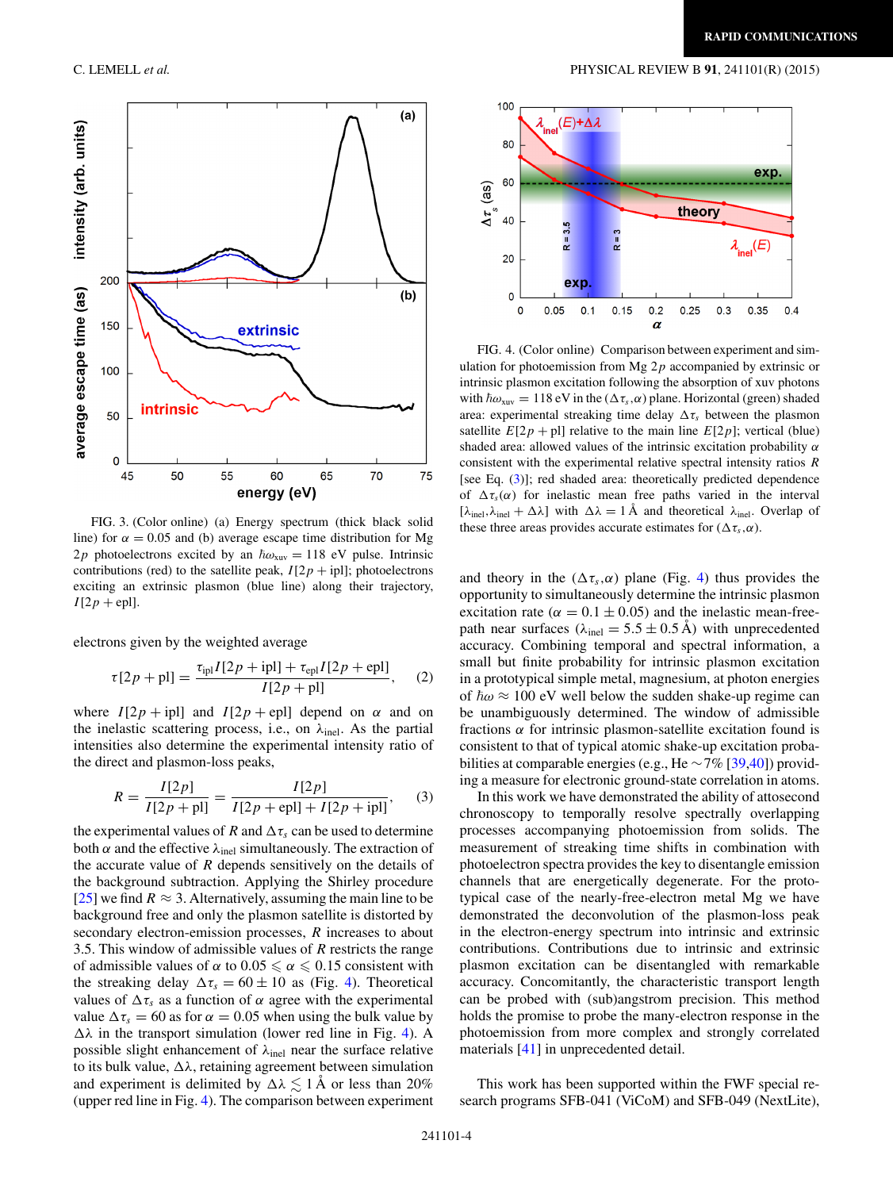FIG. 3. (Color online) (a) Energy spectrum (thick black solid line) for $\alpha = 0.05$ and (b) average escape time distribution for Mg $2p$ photoelectrons excited by an $\hbar\omega_{\text{xuv}} = 118$ eV pulse. Intrinsic contributions (red) to the satellite peak, $I[2p+\text{ipl}]$; photoelectrons exciting an extrinsic plasmon (blue line) along their trajectory, $I[2p+\text{epl}]$.

electrons given by the weighted average

$$\tau[2p+\text{pl}] = \frac{\tau_{\text{ipl}} I[2p+\text{ipl}] + \tau_{\text{epl}} I[2p+\text{epl}]}{I[2p+\text{pl}]}, \qquad (2)$$

where $I[2p+\text{ipl}]$ and $I[2p+\text{epl}]$ depend on $\alpha$ and on the inelastic scattering process, i.e., on $\lambda_{\text{inel}}$. As the partial intensities also determine the experimental intensity ratio of the direct and plasmon-loss peaks,

$$R = \frac{I[2p]}{I[2p+\text{pl}]} = \frac{I[2p]}{I[2p+\text{epl}] + I[2p+\text{ipl}]}, \qquad (3)$$

the experimental values of $R$ and $\Delta\tau_s$ can be used to determine both $\alpha$ and the effective $\lambda_{\text{inel}}$ simultaneously. The extraction of the accurate value of $R$ depends sensitively on the details of the background subtraction. Applying the Shirley procedure [25] we find $R \approx 3$. Alternatively, assuming the main line to be background free and only the plasmon satellite is distorted by secondary electron-emission processes, $R$ increases to about 3.5. This window of admissible values of $R$ restricts the range of admissible values of $\alpha$ to $0.05 \leqslant \alpha \leqslant 0.15$ consistent with the streaking delay $\Delta\tau_s = 60 \pm 10$ as (Fig. 4). Theoretical values of $\Delta\tau_s$ as a function of $\alpha$ agree with the experimental value $\Delta\tau_s = 60$ as for $\alpha = 0.05$ when using the bulk value by $\Delta\lambda$ in the transport simulation (lower red line in Fig. 4). A possible slight enhancement of $\lambda_{\text{inel}}$ near the surface relative to its bulk value, $\Delta\lambda$, retaining agreement between simulation and experiment is delimited by $\Delta\lambda \lesssim 1$ Å or less than 20% (upper red line in Fig. 4). The comparison between experiment and theory in the $(\Delta\tau_s,\alpha)$ plane (Fig. 4) thus provides the opportunity to simultaneously determine the intrinsic plasmon excitation rate ($\alpha = 0.1 \pm 0.05$) and the inelastic mean-free-path near surfaces ($\lambda_{\text{inel}} = 5.5 \pm 0.5$ Å) with unprecedented accuracy. Combining temporal and spectral information, a small but finite probability for intrinsic plasmon excitation in a prototypical simple metal, magnesium, at photon energies of $\hbar\omega \approx 100$ eV well below the sudden shake-up regime can be unambiguously determined. The window of admissible fractions $\alpha$ for intrinsic plasmon-satellite excitation found is consistent to that of typical atomic shake-up excitation probabilities at comparable energies (e.g., He ∼7% [39,40]) providing a measure for electronic ground-state correlation in atoms.

FIG. 4. (Color online) Comparison between experiment and simulation for photoemission from Mg $2p$ accompanied by extrinsic or intrinsic plasmon excitation following the absorption of xuv photons with $\hbar\omega_{\text{xuv}} = 118$ eV in the $(\Delta\tau_s,\alpha)$ plane. Horizontal (green) shaded area: experimental streaking time delay $\Delta\tau_s$ between the plasmon satellite $E[2p+\text{pl}]$ relative to the main line $E[2p]$; vertical (blue) shaded area: allowed values of the intrinsic excitation probability $\alpha$ consistent with the experimental relative spectral intensity ratios $R$ [see Eq. (3)]; red shaded area: theoretically predicted dependence of $\Delta\tau_s(\alpha)$ for inelastic mean free paths varied in the interval $[\lambda_{\text{inel}},\lambda_{\text{inel}}+\Delta\lambda]$ with $\Delta\lambda = 1$ Å and theoretical $\lambda_{\text{inel}}$. Overlap of these three areas provides accurate estimates for $(\Delta\tau_s,\alpha)$.

In this work we have demonstrated the ability of attosecond chronoscopy to temporally resolve spectrally overlapping processes accompanying photoemission from solids. The measurement of streaking time shifts in combination with photoelectron spectra provides the key to disentangle emission channels that are energetically degenerate. For the prototypical case of the nearly-free-electron metal Mg we have demonstrated the deconvolution of the plasmon-loss peak in the electron-energy spectrum into intrinsic and extrinsic contributions. Contributions due to intrinsic and extrinsic plasmon excitation can be disentangled with remarkable accuracy. Concomitantly, the characteristic transport length can be probed with (sub)angstrom precision. This method holds the promise to probe the many-electron response in the photoemission from more complex and strongly correlated materials [41] in unprecedented detail.

This work has been supported within the FWF special research programs SFB-041 (ViCoM) and SFB-049 (NextLite),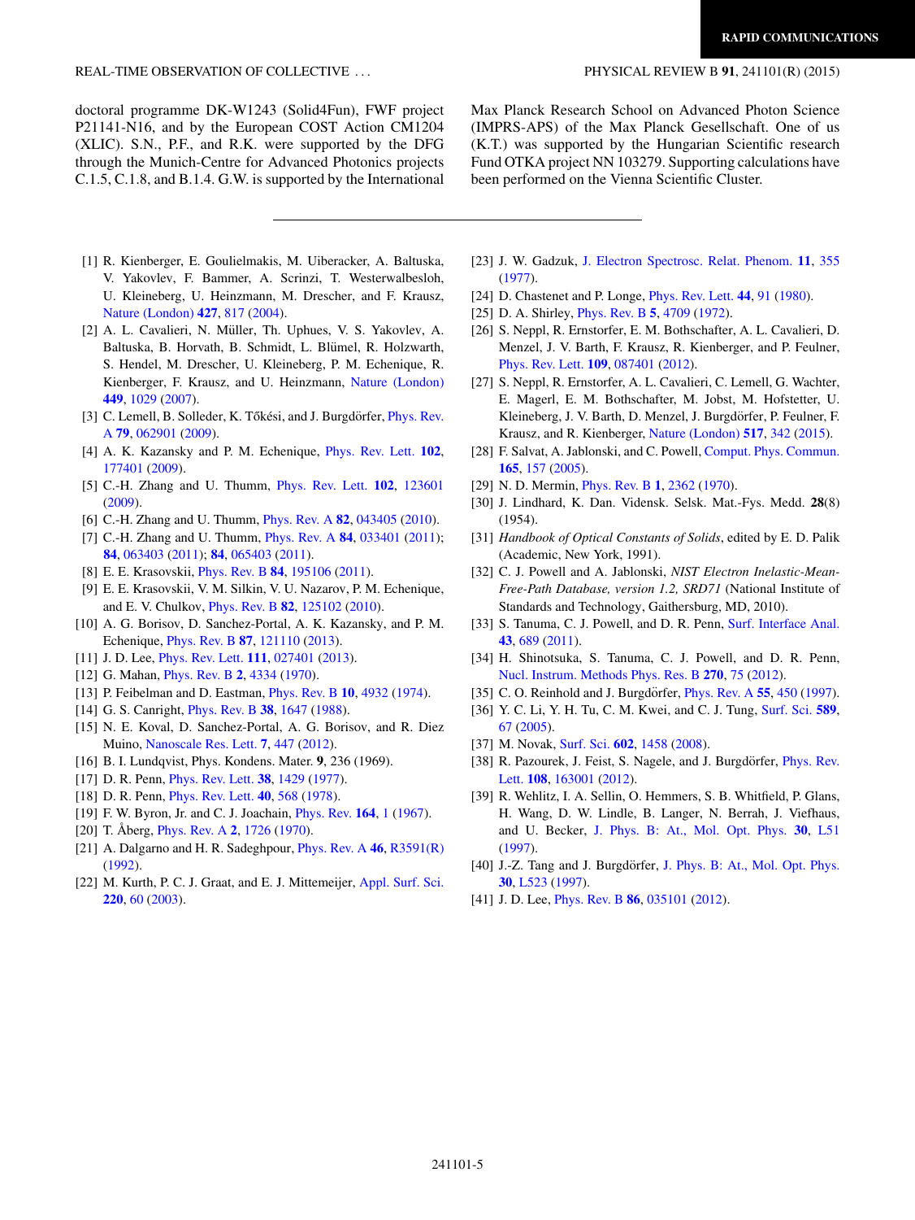doctoral programme DK-W1243 (Solid4Fun), FWF project P21141-N16, and by the European COST Action CM1204 (XLIC). S.N., P.F., and R.K. were supported by the DFG through the Munich-Centre for Advanced Photonics projects C.1.5, C.1.8, and B.1.4. G.W. is supported by the International Max Planck Research School on Advanced Photon Science (IMPRS-APS) of the Max Planck Gesellschaft. One of us (K.T.) was supported by the Hungarian Scientific research Fund OTKA project NN 103279. Supporting calculations have been performed on the Vienna Scientific Cluster.

---

[1] R. Kienberger, E. Goulielmakis, M. Uiberacker, A. Baltuska, V. Yakovlev, F. Bammer, A. Scrinzi, T. Westerwalbesloh, U. Kleineberg, U. Heinzmann, M. Drescher, and F. Krausz, Nature (London) **427**, 817 (2004).

[2] A. L. Cavalieri, N. Müller, Th. Uphues, V. S. Yakovlev, A. Baltuska, B. Horvath, B. Schmidt, L. Blümel, R. Holzwarth, S. Hendel, M. Drescher, U. Kleineberg, P. M. Echenique, R. Kienberger, F. Krausz, and U. Heinzmann, Nature (London) **449**, 1029 (2007).

[3] C. Lemell, B. Solleder, K. Tőkési, and J. Burgdörfer, Phys. Rev. A **79**, 062901 (2009).

[4] A. K. Kazansky and P. M. Echenique, Phys. Rev. Lett. **102**, 177401 (2009).

[5] C.-H. Zhang and U. Thumm, Phys. Rev. Lett. **102**, 123601 (2009).

[6] C.-H. Zhang and U. Thumm, Phys. Rev. A **82**, 043405 (2010).

[7] C.-H. Zhang and U. Thumm, Phys. Rev. A **84**, 033401 (2011); **84**, 063403 (2011); **84**, 065403 (2011).

[8] E. E. Krasovskii, Phys. Rev. B **84**, 195106 (2011).

[9] E. E. Krasovskii, V. M. Silkin, V. U. Nazarov, P. M. Echenique, and E. V. Chulkov, Phys. Rev. B **82**, 125102 (2010).

[10] A. G. Borisov, D. Sanchez-Portal, A. K. Kazansky, and P. M. Echenique, Phys. Rev. B **87**, 121110 (2013).

[11] J. D. Lee, Phys. Rev. Lett. **111**, 027401 (2013).

[12] G. Mahan, Phys. Rev. B **2**, 4334 (1970).

[13] P. Feibelman and D. Eastman, Phys. Rev. B **10**, 4932 (1974).

[14] G. S. Canright, Phys. Rev. B **38**, 1647 (1988).

[15] N. E. Koval, D. Sanchez-Portal, A. G. Borisov, and R. Diez Muino, Nanoscale Res. Lett. **7**, 447 (2012).

[16] B. I. Lundqvist, Phys. Kondens. Mater. **9**, 236 (1969).

[17] D. R. Penn, Phys. Rev. Lett. **38**, 1429 (1977).

[18] D. R. Penn, Phys. Rev. Lett. **40**, 568 (1978).

[19] F. W. Byron, Jr. and C. J. Joachain, Phys. Rev. **164**, 1 (1967).

[20] T. Åberg, Phys. Rev. A **2**, 1726 (1970).

[21] A. Dalgarno and H. R. Sadeghpour, Phys. Rev. A **46**, R3591(R) (1992).

[22] M. Kurth, P. C. J. Graat, and E. J. Mittemeijer, Appl. Surf. Sci. **220**, 60 (2003).

[23] J. W. Gadzuk, J. Electron Spectrosc. Relat. Phenom. **11**, 355 (1977).

[24] D. Chastenet and P. Longe, Phys. Rev. Lett. **44**, 91 (1980).

[25] D. A. Shirley, Phys. Rev. B **5**, 4709 (1972).

[26] S. Neppl, R. Ernstorfer, E. M. Bothschafter, A. L. Cavalieri, D. Menzel, J. V. Barth, F. Krausz, R. Kienberger, and P. Feulner, Phys. Rev. Lett. **109**, 087401 (2012).

[27] S. Neppl, R. Ernstorfer, A. L. Cavalieri, C. Lemell, G. Wachter, E. Magerl, E. M. Bothschafter, M. Jobst, M. Hofstetter, U. Kleineberg, J. V. Barth, D. Menzel, J. Burgdörfer, P. Feulner, F. Krausz, and R. Kienberger, Nature (London) **517**, 342 (2015).

[28] F. Salvat, A. Jablonski, and C. Powell, Comput. Phys. Commun. **165**, 157 (2005).

[29] N. D. Mermin, Phys. Rev. B **1**, 2362 (1970).

[30] J. Lindhard, K. Dan. Vidensk. Selsk. Mat.-Fys. Medd. **28**(8) (1954).

[31] *Handbook of Optical Constants of Solids*, edited by E. D. Palik (Academic, New York, 1991).

[32] C. J. Powell and A. Jablonski, *NIST Electron Inelastic-Mean-Free-Path Database, version 1.2, SRD71* (National Institute of Standards and Technology, Gaithersburg, MD, 2010).

[33] S. Tanuma, C. J. Powell, and D. R. Penn, Surf. Interface Anal. **43**, 689 (2011).

[34] H. Shinotsuka, S. Tanuma, C. J. Powell, and D. R. Penn, Nucl. Instrum. Methods Phys. Res. B **270**, 75 (2012).

[35] C. O. Reinhold and J. Burgdörfer, Phys. Rev. A **55**, 450 (1997).

[36] Y. C. Li, Y. H. Tu, C. M. Kwei, and C. J. Tung, Surf. Sci. **589**, 67 (2005).

[37] M. Novak, Surf. Sci. **602**, 1458 (2008).

[38] R. Pazourek, J. Feist, S. Nagele, and J. Burgdörfer, Phys. Rev. Lett. **108**, 163001 (2012).

[39] R. Wehlitz, I. A. Sellin, O. Hemmers, S. B. Whitfield, P. Glans, H. Wang, D. W. Lindle, B. Langer, N. Berrah, J. Viefhaus, and U. Becker, J. Phys. B: At., Mol. Opt. Phys. **30**, L51 (1997).

[40] J.-Z. Tang and J. Burgdörfer, J. Phys. B: At., Mol. Opt. Phys. **30**, L523 (1997).

[41] J. D. Lee, Phys. Rev. B **86**, 035101 (2012).